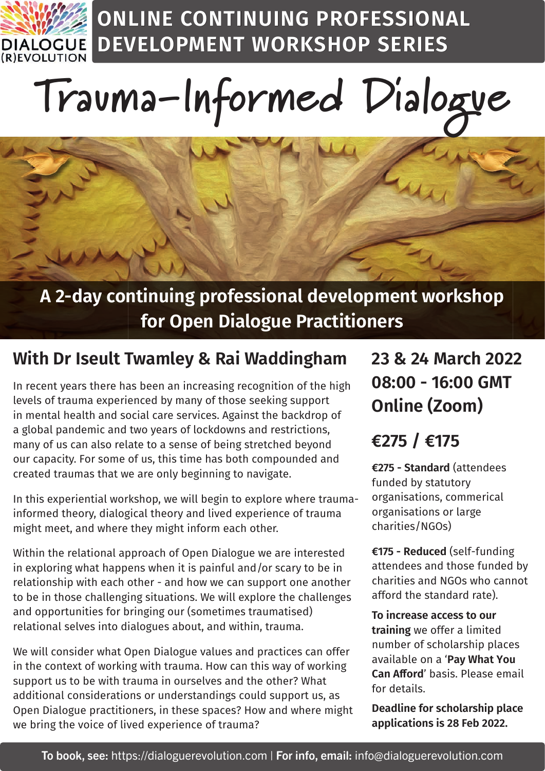DIALOGUE (R)EVOLUTION

## ONLINE CONTINUING PROFESSIONAL DEVELOPMENT WORKSHOP SERIES

# Trauma-Informed Dialogue

**A 2-day continuing professional development workshop for Open Dialogue Practitioners**

## With Dr Iseult Twamley & Rai Waddingham

In recent years there has been an increasing recognition of the high levels of trauma experienced by many of those seeking support in mental health and social care services. Against the backdrop of a global pandemic and two years of lockdowns and restrictions, many of us can also relate to a sense of being stretched beyond our capacity. For some of us, this time has both compounded and created traumas that we are only beginning to navigate.

In this experiential workshop, we will begin to explore where trauma-informed theory, dialogical theory and lived experience of trauma might meet, and where they might inform each other.

Within the relational approach of Open Dialogue we are interested in exploring what happens when it is painful and/or scary to be in relationship with each other - and how we can support one another to be in those challenging situations. We will explore the challenges and opportunities for bringing our (sometimes traumatised) relational selves into dialogues about, and within, trauma.

We will consider what Open Dialogue values and practices can offer in the context of working with trauma. How can this way of working support us to be with trauma in ourselves and the other? What additional considerations or understandings could support us, as Open Dialogue practitioners, in these spaces? How and where might we bring the voice of lived experience of trauma?

## 23 & 24 March 2022
## 08:00 - 16:00 GMT
## Online (Zoom)

## €275 / €175

**€275 - Standard** (attendees funded by statutory organisations, commerical organisations or large charities/NGOs)

**€175 - Reduced** (self-funding attendees and those funded by charities and NGOs who cannot afford the standard rate).

**To increase access to our training** we offer a limited number of scholarship places available on a '**Pay What You Can Afford**' basis. Please email for details.

**Deadline for scholarship place applications is 28 Feb 2022.**

**To book, see:** https://dialoguerevolution.com | **For info, email:** info@dialoguerevolution.com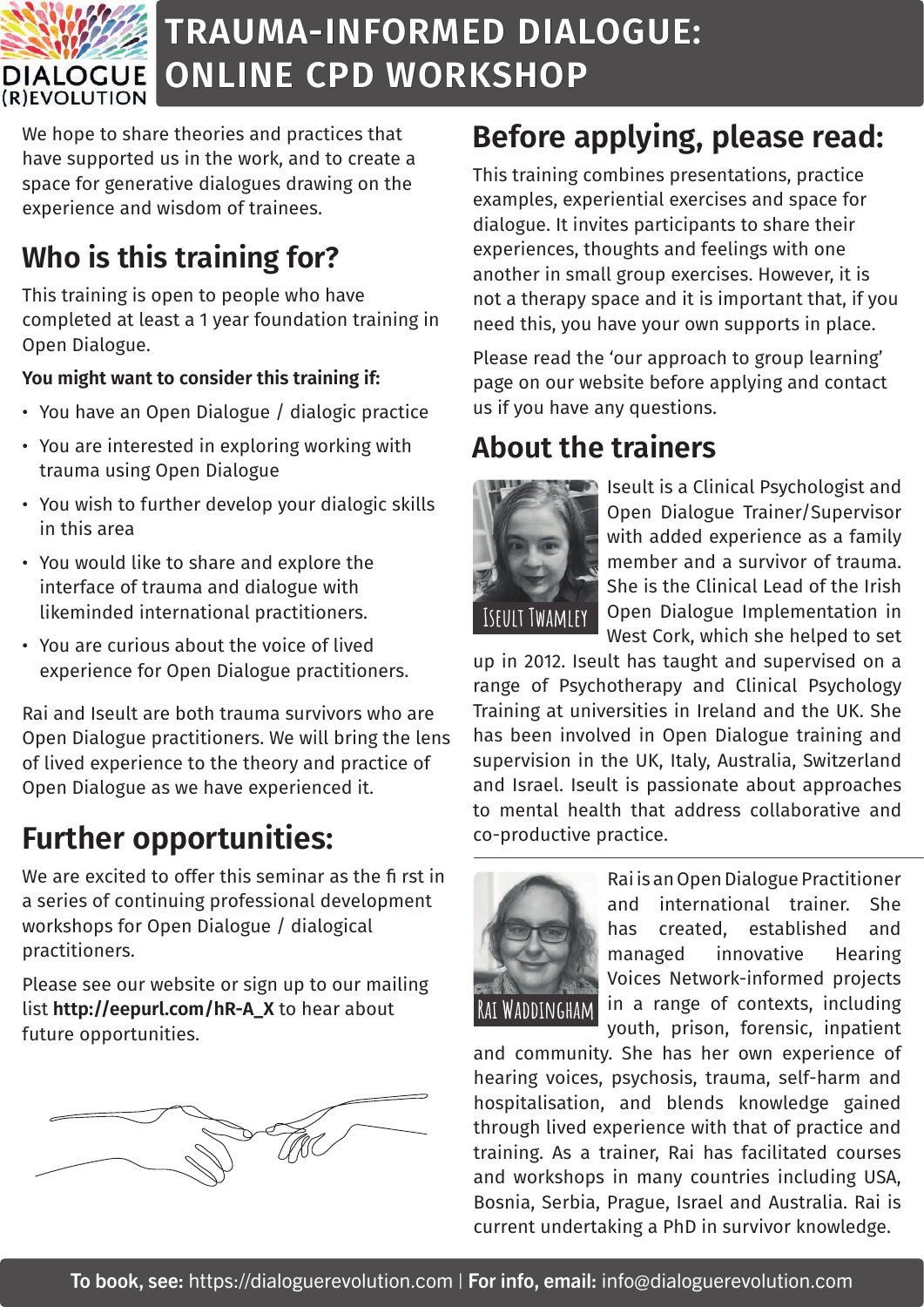# TRAUMA-INFORMED DIALOGUE: ONLINE CPD WORKSHOP

We hope to share theories and practices that have supported us in the work, and to create a space for generative dialogues drawing on the experience and wisdom of trainees.

## Who is this training for?

This training is open to people who have completed at least a 1 year foundation training in Open Dialogue.

**You might want to consider this training if:**

- You have an Open Dialogue / dialogic practice
- You are interested in exploring working with trauma using Open Dialogue
- You wish to further develop your dialogic skills in this area
- You would like to share and explore the interface of trauma and dialogue with likeminded international practitioners.
- You are curious about the voice of lived experience for Open Dialogue practitioners.

Rai and Iseult are both trauma survivors who are Open Dialogue practitioners. We will bring the lens of lived experience to the theory and practice of Open Dialogue as we have experienced it.

## Further opportunities:

We are excited to offer this seminar as the first in a series of continuing professional development workshops for Open Dialogue / dialogical practitioners.

Please see our website or sign up to our mailing list **http://eepurl.com/hR-A_X** to hear about future opportunities.

## Before applying, please read:

This training combines presentations, practice examples, experiential exercises and space for dialogue. It invites participants to share their experiences, thoughts and feelings with one another in small group exercises. However, it is not a therapy space and it is important that, if you need this, you have your own supports in place.

Please read the 'our approach to group learning' page on our website before applying and contact us if you have any questions.

## About the trainers

Iseult Twamley

Iseult is a Clinical Psychologist and Open Dialogue Trainer/Supervisor with added experience as a family member and a survivor of trauma. She is the Clinical Lead of the Irish Open Dialogue Implementation in West Cork, which she helped to set up in 2012. Iseult has taught and supervised on a range of Psychotherapy and Clinical Psychology Training at universities in Ireland and the UK. She has been involved in Open Dialogue training and supervision in the UK, Italy, Australia, Switzerland and Israel. Iseult is passionate about approaches to mental health that address collaborative and co-productive practice.

Rai Waddingham

Rai is an Open Dialogue Practitioner and international trainer. She has created, established and managed innovative Hearing Voices Network-informed projects in a range of contexts, including youth, prison, forensic, inpatient and community. She has her own experience of hearing voices, psychosis, trauma, self-harm and hospitalisation, and blends knowledge gained through lived experience with that of practice and training. As a trainer, Rai has facilitated courses and workshops in many countries including USA, Bosnia, Serbia, Prague, Israel and Australia. Rai is current undertaking a PhD in survivor knowledge.

**To book, see:** https://dialoguerevolution.com | **For info, email:** info@dialoguerevolution.com